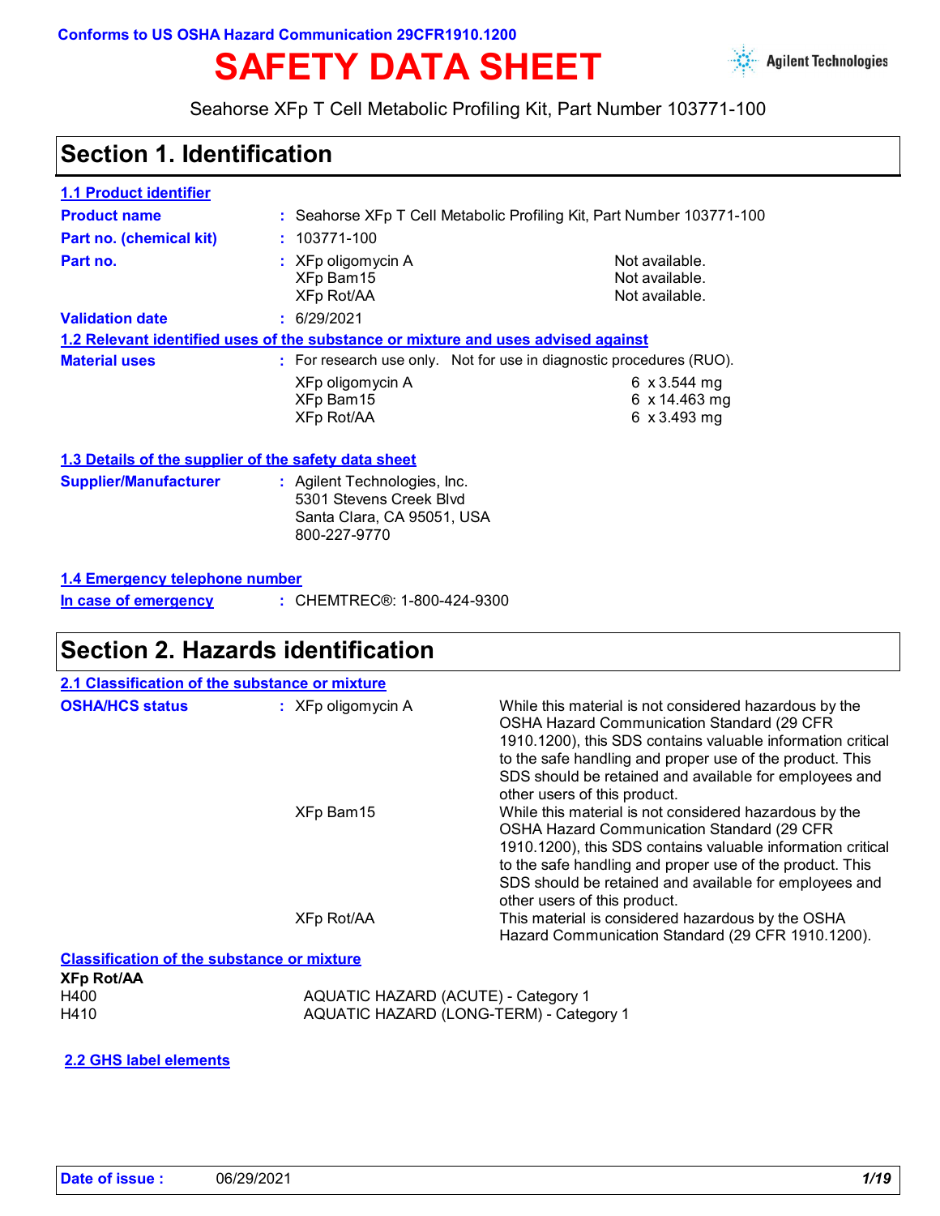Conforms to US OSHA Hazard Communication 29CFR1910.1200

# SAFETY DATA SHEET

Seahorse XFp T Cell Metabolic Profiling Kit, Part Number 103771-100

## Section 1. Identification

**1.1 Product identifier**

| | | |
|---|---|---|
| **Product name** | : Seahorse XFp T Cell Metabolic Profiling Kit, Part Number 103771-100 | |
| **Part no. (chemical kit)** | : 103771-100 | |
| **Part no.** | : XFp oligomycin A | Not available. |
| | XFp Bam15 | Not available. |
| | XFp Rot/AA | Not available. |
| **Validation date** | : 6/29/2021 | |

**1.2 Relevant identified uses of the substance or mixture and uses advised against**

| | | |
|---|---|---|
| **Material uses** | : For research use only. Not for use in diagnostic procedures (RUO). | |
| | XFp oligomycin A | 6 x 3.544 mg |
| | XFp Bam15 | 6 x 14.463 mg |
| | XFp Rot/AA | 6 x 3.493 mg |

**1.3 Details of the supplier of the safety data sheet**

**Supplier/Manufacturer** : Agilent Technologies, Inc.
5301 Stevens Creek Blvd
Santa Clara, CA 95051, USA
800-227-9770

**1.4 Emergency telephone number**

**In case of emergency** : CHEMTREC®: 1-800-424-9300

## Section 2. Hazards identification

**2.1 Classification of the substance or mixture**

| | | |
|---|---|---|
| **OSHA/HCS status** | : XFp oligomycin A | While this material is not considered hazardous by the OSHA Hazard Communication Standard (29 CFR 1910.1200), this SDS contains valuable information critical to the safe handling and proper use of the product. This SDS should be retained and available for employees and other users of this product. |
| | XFp Bam15 | While this material is not considered hazardous by the OSHA Hazard Communication Standard (29 CFR 1910.1200), this SDS contains valuable information critical to the safe handling and proper use of the product. This SDS should be retained and available for employees and other users of this product. |
| | XFp Rot/AA | This material is considered hazardous by the OSHA Hazard Communication Standard (29 CFR 1910.1200). |

**Classification of the substance or mixture**

**XFp Rot/AA**

| | |
|---|---|
| H400 | AQUATIC HAZARD (ACUTE) - Category 1 |
| H410 | AQUATIC HAZARD (LONG-TERM) - Category 1 |

**2.2 GHS label elements**

Date of issue : 06/29/2021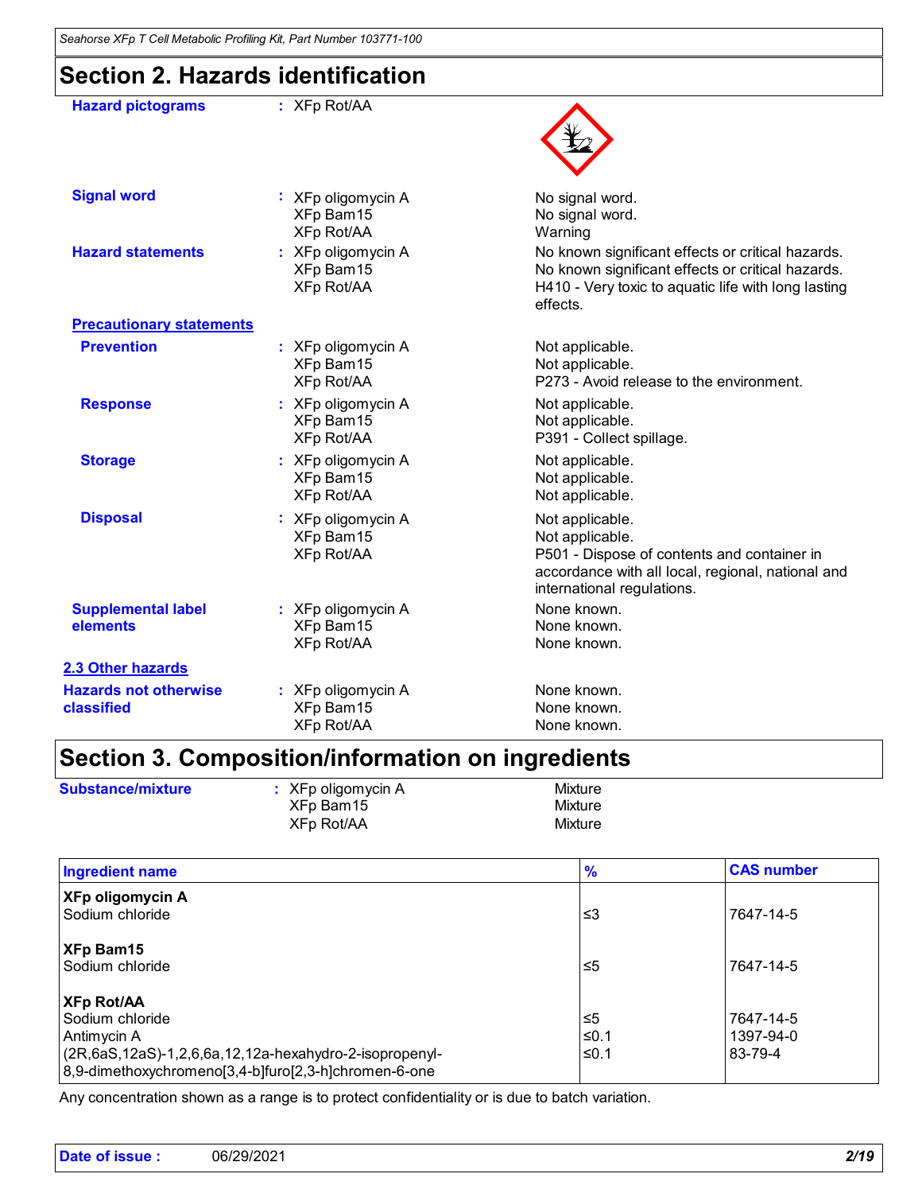## Section 2. Hazards identification

**Hazard pictograms** : XFp Rot/AA

**Signal word** :

| | |
|---|---|
| XFp oligomycin A | No signal word. |
| XFp Bam15 | No signal word. |
| XFp Rot/AA | Warning |

**Hazard statements** :

| | |
|---|---|
| XFp oligomycin A | No known significant effects or critical hazards. |
| XFp Bam15 | No known significant effects or critical hazards. |
| XFp Rot/AA | H410 - Very toxic to aquatic life with long lasting effects. |

**Precautionary statements**

**Prevention** :

| | |
|---|---|
| XFp oligomycin A | Not applicable. |
| XFp Bam15 | Not applicable. |
| XFp Rot/AA | P273 - Avoid release to the environment. |

**Response** :

| | |
|---|---|
| XFp oligomycin A | Not applicable. |
| XFp Bam15 | Not applicable. |
| XFp Rot/AA | P391 - Collect spillage. |

**Storage** :

| | |
|---|---|
| XFp oligomycin A | Not applicable. |
| XFp Bam15 | Not applicable. |
| XFp Rot/AA | Not applicable. |

**Disposal** :

| | |
|---|---|
| XFp oligomycin A | Not applicable. |
| XFp Bam15 | Not applicable. |
| XFp Rot/AA | P501 - Dispose of contents and container in accordance with all local, regional, national and international regulations. |

**Supplemental label elements** :

| | |
|---|---|
| XFp oligomycin A | None known. |
| XFp Bam15 | None known. |
| XFp Rot/AA | None known. |

**2.3 Other hazards**

**Hazards not otherwise classified** :

| | |
|---|---|
| XFp oligomycin A | None known. |
| XFp Bam15 | None known. |
| XFp Rot/AA | None known. |

## Section 3. Composition/information on ingredients

**Substance/mixture** :

| | |
|---|---|
| XFp oligomycin A | Mixture |
| XFp Bam15 | Mixture |
| XFp Rot/AA | Mixture |

| Ingredient name | % | CAS number |
|---|---|---|
| **XFp oligomycin A** | | |
| Sodium chloride | ≤3 | 7647-14-5 |
| **XFp Bam15** | | |
| Sodium chloride | ≤5 | 7647-14-5 |
| **XFp Rot/AA** | | |
| Sodium chloride | ≤5 | 7647-14-5 |
| Antimycin A | ≤0.1 | 1397-94-0 |
| (2R,6aS,12aS)-1,2,6,6a,12,12a-hexahydro-2-isopropenyl-8,9-dimethoxychromeno[3,4-b]furo[2,3-h]chromen-6-one | ≤0.1 | 83-79-4 |

Any concentration shown as a range is to protect confidentiality or is due to batch variation.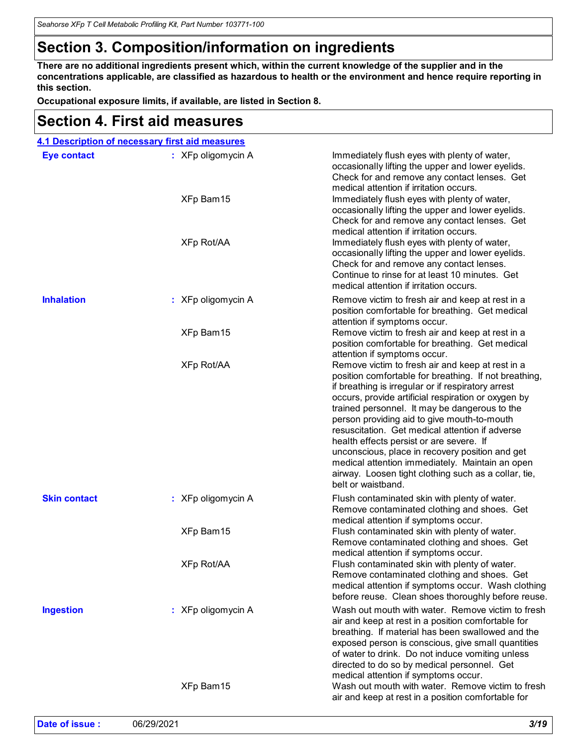## Section 3. Composition/information on ingredients

**There are no additional ingredients present which, within the current knowledge of the supplier and in the concentrations applicable, are classified as hazardous to health or the environment and hence require reporting in this section.**

**Occupational exposure limits, if available, are listed in Section 8.**

## Section 4. First aid measures

### 4.1 Description of necessary first aid measures

| | | |
|---|---|---|
| **Eye contact** | : XFp oligomycin A | Immediately flush eyes with plenty of water, occasionally lifting the upper and lower eyelids. Check for and remove any contact lenses. Get medical attention if irritation occurs. |
| | XFp Bam15 | Immediately flush eyes with plenty of water, occasionally lifting the upper and lower eyelids. Check for and remove any contact lenses. Get medical attention if irritation occurs. |
| | XFp Rot/AA | Immediately flush eyes with plenty of water, occasionally lifting the upper and lower eyelids. Check for and remove any contact lenses. Continue to rinse for at least 10 minutes. Get medical attention if irritation occurs. |
| **Inhalation** | : XFp oligomycin A | Remove victim to fresh air and keep at rest in a position comfortable for breathing. Get medical attention if symptoms occur. |
| | XFp Bam15 | Remove victim to fresh air and keep at rest in a position comfortable for breathing. Get medical attention if symptoms occur. |
| | XFp Rot/AA | Remove victim to fresh air and keep at rest in a position comfortable for breathing. If not breathing, if breathing is irregular or if respiratory arrest occurs, provide artificial respiration or oxygen by trained personnel. It may be dangerous to the person providing aid to give mouth-to-mouth resuscitation. Get medical attention if adverse health effects persist or are severe. If unconscious, place in recovery position and get medical attention immediately. Maintain an open airway. Loosen tight clothing such as a collar, tie, belt or waistband. |
| **Skin contact** | : XFp oligomycin A | Flush contaminated skin with plenty of water. Remove contaminated clothing and shoes. Get medical attention if symptoms occur. |
| | XFp Bam15 | Flush contaminated skin with plenty of water. Remove contaminated clothing and shoes. Get medical attention if symptoms occur. |
| | XFp Rot/AA | Flush contaminated skin with plenty of water. Remove contaminated clothing and shoes. Get medical attention if symptoms occur. Wash clothing before reuse. Clean shoes thoroughly before reuse. |
| **Ingestion** | : XFp oligomycin A | Wash out mouth with water. Remove victim to fresh air and keep at rest in a position comfortable for breathing. If material has been swallowed and the exposed person is conscious, give small quantities of water to drink. Do not induce vomiting unless directed to do so by medical personnel. Get medical attention if symptoms occur. |
| | XFp Bam15 | Wash out mouth with water. Remove victim to fresh air and keep at rest in a position comfortable for |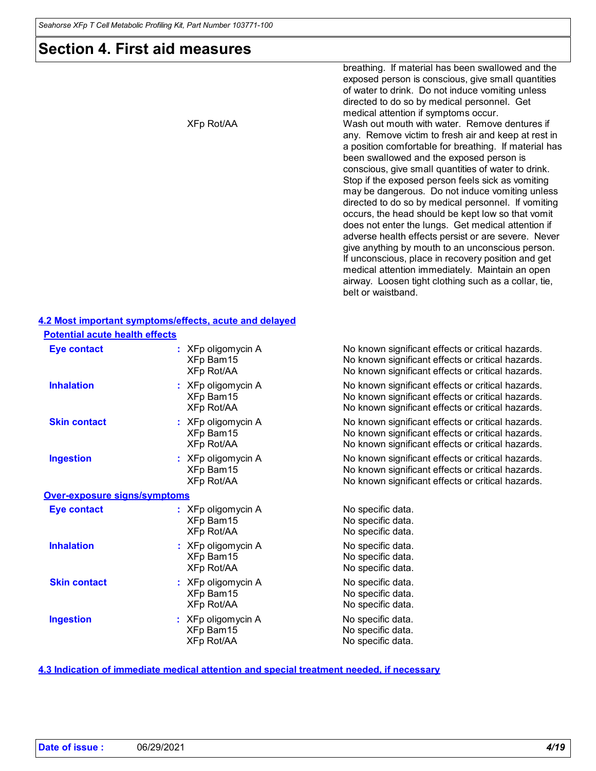## Section 4. First aid measures

breathing. If material has been swallowed and the exposed person is conscious, give small quantities of water to drink. Do not induce vomiting unless directed to do so by medical personnel. Get medical attention if symptoms occur.

XFp Rot/AA — Wash out mouth with water. Remove dentures if any. Remove victim to fresh air and keep at rest in a position comfortable for breathing. If material has been swallowed and the exposed person is conscious, give small quantities of water to drink. Stop if the exposed person feels sick as vomiting may be dangerous. Do not induce vomiting unless directed to do so by medical personnel. If vomiting occurs, the head should be kept low so that vomit does not enter the lungs. Get medical attention if adverse health effects persist or are severe. Never give anything by mouth to an unconscious person. If unconscious, place in recovery position and get medical attention immediately. Maintain an open airway. Loosen tight clothing such as a collar, tie, belt or waistband.

### 4.2 Most important symptoms/effects, acute and delayed

#### Potential acute health effects

| | | |
|---|---|---|
| **Eye contact** | XFp oligomycin A | No known significant effects or critical hazards. |
| | XFp Bam15 | No known significant effects or critical hazards. |
| | XFp Rot/AA | No known significant effects or critical hazards. |
| **Inhalation** | XFp oligomycin A | No known significant effects or critical hazards. |
| | XFp Bam15 | No known significant effects or critical hazards. |
| | XFp Rot/AA | No known significant effects or critical hazards. |
| **Skin contact** | XFp oligomycin A | No known significant effects or critical hazards. |
| | XFp Bam15 | No known significant effects or critical hazards. |
| | XFp Rot/AA | No known significant effects or critical hazards. |
| **Ingestion** | XFp oligomycin A | No known significant effects or critical hazards. |
| | XFp Bam15 | No known significant effects or critical hazards. |
| | XFp Rot/AA | No known significant effects or critical hazards. |

#### Over-exposure signs/symptoms

| | | |
|---|---|---|
| **Eye contact** | XFp oligomycin A | No specific data. |
| | XFp Bam15 | No specific data. |
| | XFp Rot/AA | No specific data. |
| **Inhalation** | XFp oligomycin A | No specific data. |
| | XFp Bam15 | No specific data. |
| | XFp Rot/AA | No specific data. |
| **Skin contact** | XFp oligomycin A | No specific data. |
| | XFp Bam15 | No specific data. |
| | XFp Rot/AA | No specific data. |
| **Ingestion** | XFp oligomycin A | No specific data. |
| | XFp Bam15 | No specific data. |
| | XFp Rot/AA | No specific data. |

### 4.3 Indication of immediate medical attention and special treatment needed, if necessary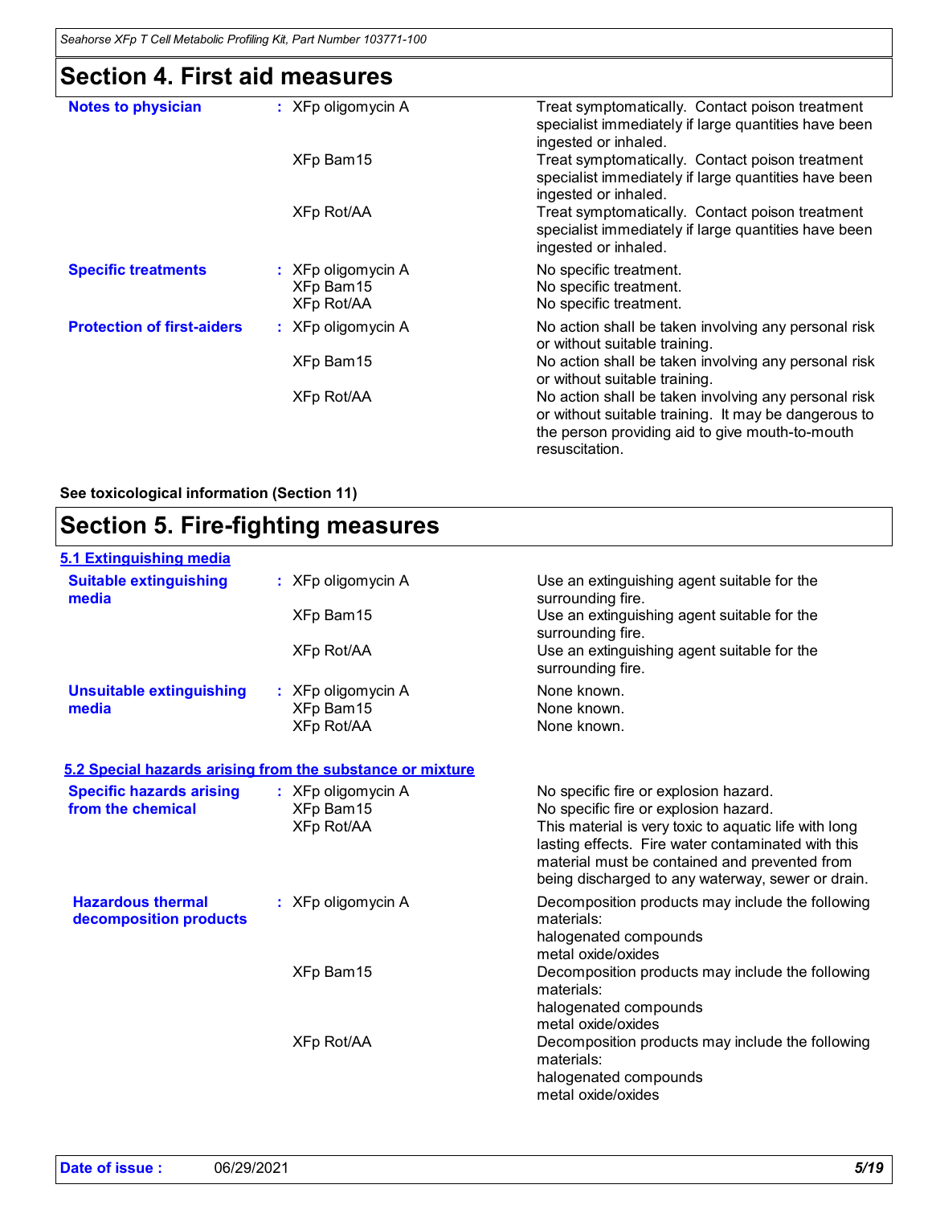## Section 4. First aid measures

| | | |
|---|---|---|
| **Notes to physician** | XFp oligomycin A | Treat symptomatically. Contact poison treatment specialist immediately if large quantities have been ingested or inhaled. |
| | XFp Bam15 | Treat symptomatically. Contact poison treatment specialist immediately if large quantities have been ingested or inhaled. |
| | XFp Rot/AA | Treat symptomatically. Contact poison treatment specialist immediately if large quantities have been ingested or inhaled. |
| **Specific treatments** | XFp oligomycin A | No specific treatment. |
| | XFp Bam15 | No specific treatment. |
| | XFp Rot/AA | No specific treatment. |
| **Protection of first-aiders** | XFp oligomycin A | No action shall be taken involving any personal risk or without suitable training. |
| | XFp Bam15 | No action shall be taken involving any personal risk or without suitable training. |
| | XFp Rot/AA | No action shall be taken involving any personal risk or without suitable training. It may be dangerous to the person providing aid to give mouth-to-mouth resuscitation. |

**See toxicological information (Section 11)**

## Section 5. Fire-fighting measures

### 5.1 Extinguishing media

| | | |
|---|---|---|
| **Suitable extinguishing media** | XFp oligomycin A | Use an extinguishing agent suitable for the surrounding fire. |
| | XFp Bam15 | Use an extinguishing agent suitable for the surrounding fire. |
| | XFp Rot/AA | Use an extinguishing agent suitable for the surrounding fire. |
| **Unsuitable extinguishing media** | XFp oligomycin A | None known. |
| | XFp Bam15 | None known. |
| | XFp Rot/AA | None known. |

### 5.2 Special hazards arising from the substance or mixture

| | | |
|---|---|---|
| **Specific hazards arising from the chemical** | XFp oligomycin A | No specific fire or explosion hazard. |
| | XFp Bam15 | No specific fire or explosion hazard. |
| | XFp Rot/AA | This material is very toxic to aquatic life with long lasting effects. Fire water contaminated with this material must be contained and prevented from being discharged to any waterway, sewer or drain. |
| **Hazardous thermal decomposition products** | XFp oligomycin A | Decomposition products may include the following materials:<br>halogenated compounds<br>metal oxide/oxides |
| | XFp Bam15 | Decomposition products may include the following materials:<br>halogenated compounds<br>metal oxide/oxides |
| | XFp Rot/AA | Decomposition products may include the following materials:<br>halogenated compounds<br>metal oxide/oxides |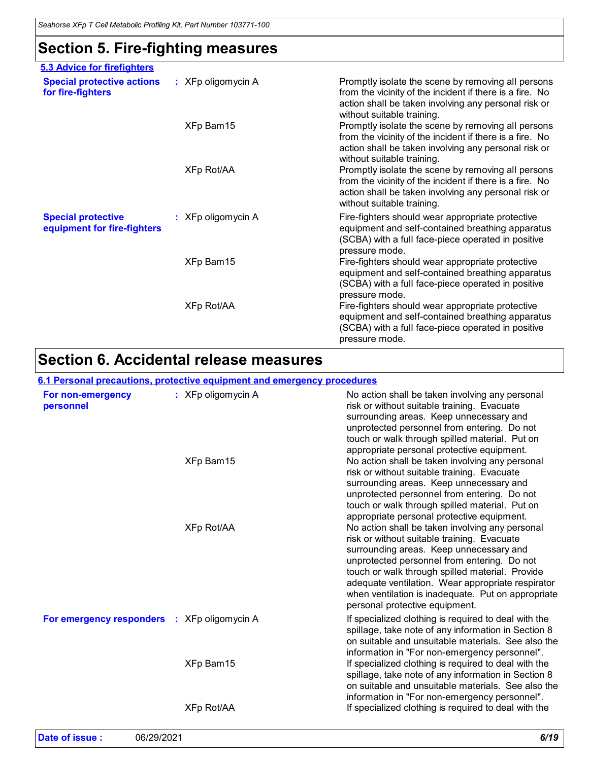## Section 5. Fire-fighting measures

### 5.3 Advice for firefighters

| | | |
|---|---|---|
| **Special protective actions for fire-fighters** | XFp oligomycin A | Promptly isolate the scene by removing all persons from the vicinity of the incident if there is a fire. No action shall be taken involving any personal risk or without suitable training. |
| | XFp Bam15 | Promptly isolate the scene by removing all persons from the vicinity of the incident if there is a fire. No action shall be taken involving any personal risk or without suitable training. |
| | XFp Rot/AA | Promptly isolate the scene by removing all persons from the vicinity of the incident if there is a fire. No action shall be taken involving any personal risk or without suitable training. |
| **Special protective equipment for fire-fighters** | XFp oligomycin A | Fire-fighters should wear appropriate protective equipment and self-contained breathing apparatus (SCBA) with a full face-piece operated in positive pressure mode. |
| | XFp Bam15 | Fire-fighters should wear appropriate protective equipment and self-contained breathing apparatus (SCBA) with a full face-piece operated in positive pressure mode. |
| | XFp Rot/AA | Fire-fighters should wear appropriate protective equipment and self-contained breathing apparatus (SCBA) with a full face-piece operated in positive pressure mode. |

## Section 6. Accidental release measures

### 6.1 Personal precautions, protective equipment and emergency procedures

| | | |
|---|---|---|
| **For non-emergency personnel** | XFp oligomycin A | No action shall be taken involving any personal risk or without suitable training. Evacuate surrounding areas. Keep unnecessary and unprotected personnel from entering. Do not touch or walk through spilled material. Put on appropriate personal protective equipment. |
| | XFp Bam15 | No action shall be taken involving any personal risk or without suitable training. Evacuate surrounding areas. Keep unnecessary and unprotected personnel from entering. Do not touch or walk through spilled material. Put on appropriate personal protective equipment. |
| | XFp Rot/AA | No action shall be taken involving any personal risk or without suitable training. Evacuate surrounding areas. Keep unnecessary and unprotected personnel from entering. Do not touch or walk through spilled material. Provide adequate ventilation. Wear appropriate respirator when ventilation is inadequate. Put on appropriate personal protective equipment. |
| **For emergency responders** | XFp oligomycin A | If specialized clothing is required to deal with the spillage, take note of any information in Section 8 on suitable and unsuitable materials. See also the information in "For non-emergency personnel". |
| | XFp Bam15 | If specialized clothing is required to deal with the spillage, take note of any information in Section 8 on suitable and unsuitable materials. See also the information in "For non-emergency personnel". |
| | XFp Rot/AA | If specialized clothing is required to deal with the |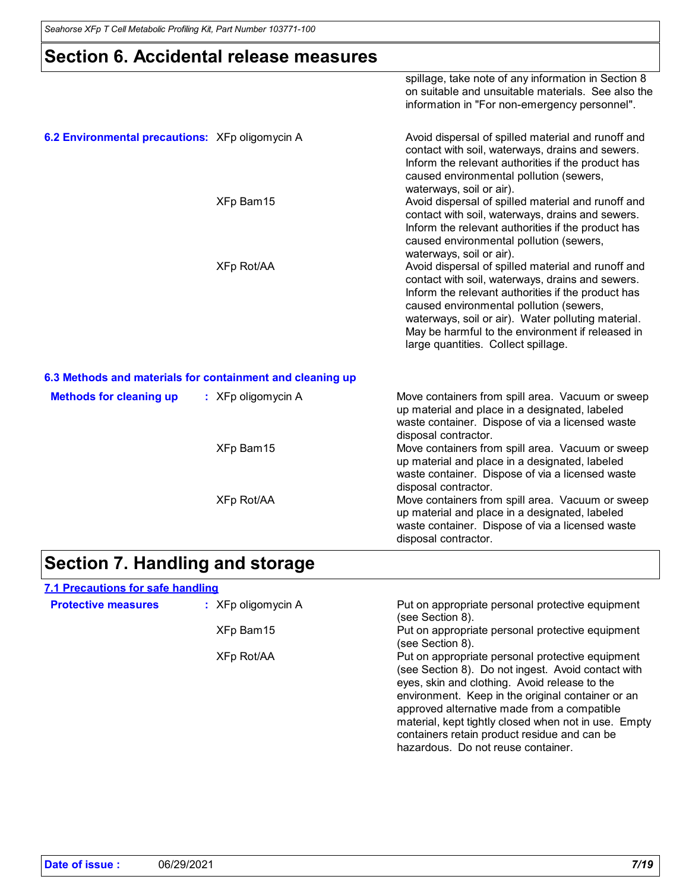## Section 6. Accidental release measures

spillage, take note of any information in Section 8 on suitable and unsuitable materials. See also the information in "For non-emergency personnel".

**6.2 Environmental precautions:**

| | |
|---|---|
| XFp oligomycin A | Avoid dispersal of spilled material and runoff and contact with soil, waterways, drains and sewers. Inform the relevant authorities if the product has caused environmental pollution (sewers, waterways, soil or air). |
| XFp Bam15 | Avoid dispersal of spilled material and runoff and contact with soil, waterways, drains and sewers. Inform the relevant authorities if the product has caused environmental pollution (sewers, waterways, soil or air). |
| XFp Rot/AA | Avoid dispersal of spilled material and runoff and contact with soil, waterways, drains and sewers. Inform the relevant authorities if the product has caused environmental pollution (sewers, waterways, soil or air). Water polluting material. May be harmful to the environment if released in large quantities. Collect spillage. |

### 6.3 Methods and materials for containment and cleaning up

**Methods for cleaning up** :

| | |
|---|---|
| XFp oligomycin A | Move containers from spill area. Vacuum or sweep up material and place in a designated, labeled waste container. Dispose of via a licensed waste disposal contractor. |
| XFp Bam15 | Move containers from spill area. Vacuum or sweep up material and place in a designated, labeled waste container. Dispose of via a licensed waste disposal contractor. |
| XFp Rot/AA | Move containers from spill area. Vacuum or sweep up material and place in a designated, labeled waste container. Dispose of via a licensed waste disposal contractor. |

## Section 7. Handling and storage

### 7.1 Precautions for safe handling

**Protective measures** :

| | |
|---|---|
| XFp oligomycin A | Put on appropriate personal protective equipment (see Section 8). |
| XFp Bam15 | Put on appropriate personal protective equipment (see Section 8). |
| XFp Rot/AA | Put on appropriate personal protective equipment (see Section 8). Do not ingest. Avoid contact with eyes, skin and clothing. Avoid release to the environment. Keep in the original container or an approved alternative made from a compatible material, kept tightly closed when not in use. Empty containers retain product residue and can be hazardous. Do not reuse container. |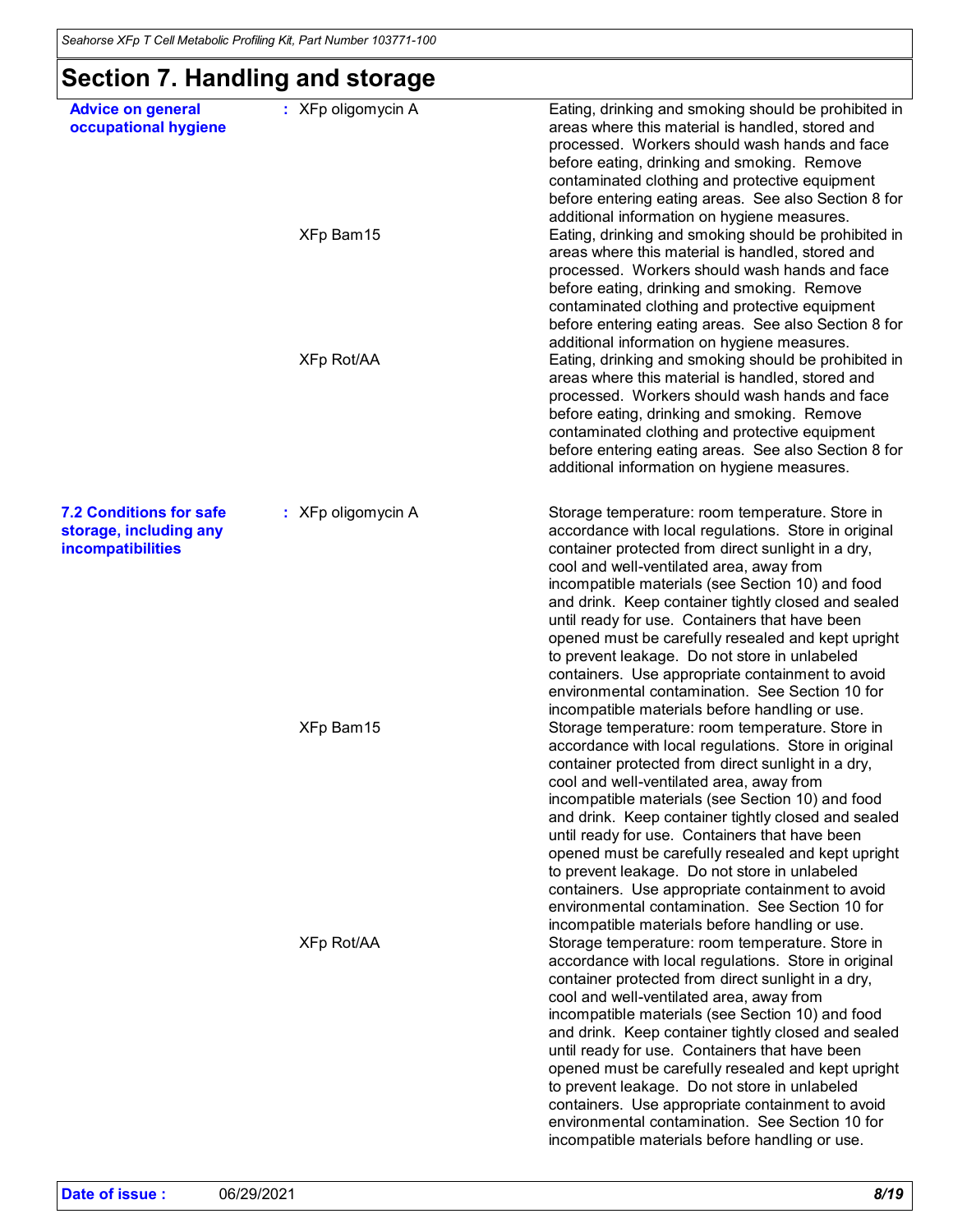## Section 7. Handling and storage

| | | |
|---|---|---|
| **Advice on general occupational hygiene** | : XFp oligomycin A | Eating, drinking and smoking should be prohibited in areas where this material is handled, stored and processed. Workers should wash hands and face before eating, drinking and smoking. Remove contaminated clothing and protective equipment before entering eating areas. See also Section 8 for additional information on hygiene measures. |
| | XFp Bam15 | Eating, drinking and smoking should be prohibited in areas where this material is handled, stored and processed. Workers should wash hands and face before eating, drinking and smoking. Remove contaminated clothing and protective equipment before entering eating areas. See also Section 8 for additional information on hygiene measures. |
| | XFp Rot/AA | Eating, drinking and smoking should be prohibited in areas where this material is handled, stored and processed. Workers should wash hands and face before eating, drinking and smoking. Remove contaminated clothing and protective equipment before entering eating areas. See also Section 8 for additional information on hygiene measures. |
| **7.2 Conditions for safe storage, including any incompatibilities** | : XFp oligomycin A | Storage temperature: room temperature. Store in accordance with local regulations. Store in original container protected from direct sunlight in a dry, cool and well-ventilated area, away from incompatible materials (see Section 10) and food and drink. Keep container tightly closed and sealed until ready for use. Containers that have been opened must be carefully resealed and kept upright to prevent leakage. Do not store in unlabeled containers. Use appropriate containment to avoid environmental contamination. See Section 10 for incompatible materials before handling or use. |
| | XFp Bam15 | Storage temperature: room temperature. Store in accordance with local regulations. Store in original container protected from direct sunlight in a dry, cool and well-ventilated area, away from incompatible materials (see Section 10) and food and drink. Keep container tightly closed and sealed until ready for use. Containers that have been opened must be carefully resealed and kept upright to prevent leakage. Do not store in unlabeled containers. Use appropriate containment to avoid environmental contamination. See Section 10 for incompatible materials before handling or use. |
| | XFp Rot/AA | Storage temperature: room temperature. Store in accordance with local regulations. Store in original container protected from direct sunlight in a dry, cool and well-ventilated area, away from incompatible materials (see Section 10) and food and drink. Keep container tightly closed and sealed until ready for use. Containers that have been opened must be carefully resealed and kept upright to prevent leakage. Do not store in unlabeled containers. Use appropriate containment to avoid environmental contamination. See Section 10 for incompatible materials before handling or use. |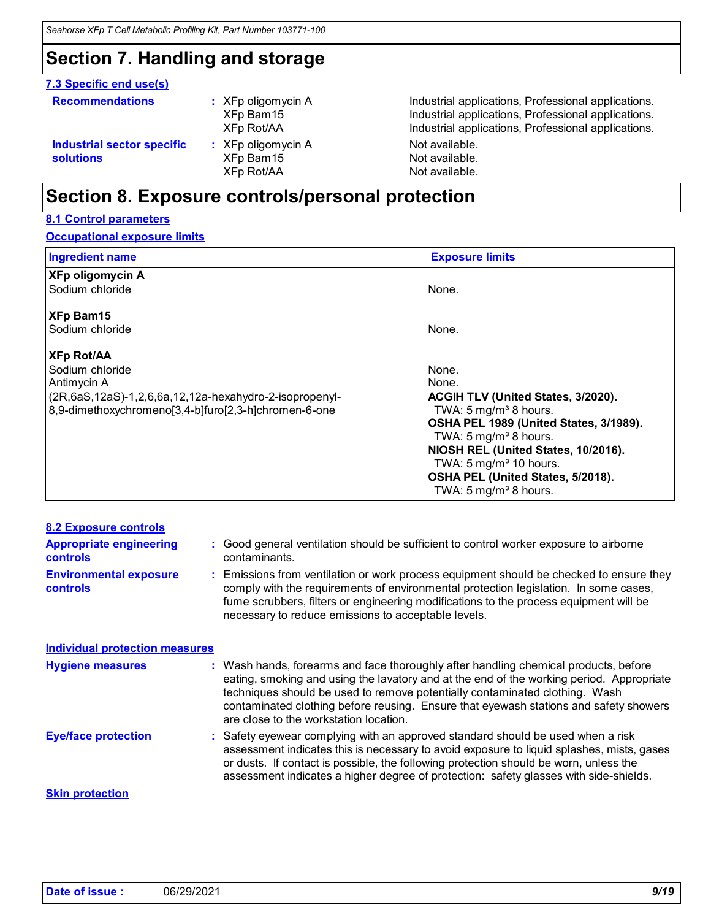## Section 7. Handling and storage

### 7.3 Specific end use(s)

| | | |
|---|---|---|
| **Recommendations** | : XFp oligomycin A | Industrial applications, Professional applications. |
| | XFp Bam15 | Industrial applications, Professional applications. |
| | XFp Rot/AA | Industrial applications, Professional applications. |
| **Industrial sector specific solutions** | : XFp oligomycin A | Not available. |
| | XFp Bam15 | Not available. |
| | XFp Rot/AA | Not available. |

## Section 8. Exposure controls/personal protection

### 8.1 Control parameters

#### Occupational exposure limits

| Ingredient name | Exposure limits |
|---|---|
| **XFp oligomycin A** | |
| Sodium chloride | None. |
| **XFp Bam15** | |
| Sodium chloride | None. |
| **XFp Rot/AA** | |
| Sodium chloride | None. |
| Antimycin A | None. |
| (2R,6aS,12aS)-1,2,6,6a,12,12a-hexahydro-2-isopropenyl-8,9-dimethoxychromeno[3,4-b]furo[2,3-h]chromen-6-one | **ACGIH TLV (United States, 3/2020).** TWA: 5 mg/m³ 8 hours. **OSHA PEL 1989 (United States, 3/1989).** TWA: 5 mg/m³ 8 hours. **NIOSH REL (United States, 10/2016).** TWA: 5 mg/m³ 10 hours. **OSHA PEL (United States, 5/2018).** TWA: 5 mg/m³ 8 hours. |

### 8.2 Exposure controls

**Appropriate engineering controls** : Good general ventilation should be sufficient to control worker exposure to airborne contaminants.

**Environmental exposure controls** : Emissions from ventilation or work process equipment should be checked to ensure they comply with the requirements of environmental protection legislation. In some cases, fume scrubbers, filters or engineering modifications to the process equipment will be necessary to reduce emissions to acceptable levels.

#### Individual protection measures

**Hygiene measures** : Wash hands, forearms and face thoroughly after handling chemical products, before eating, smoking and using the lavatory and at the end of the working period. Appropriate techniques should be used to remove potentially contaminated clothing. Wash contaminated clothing before reusing. Ensure that eyewash stations and safety showers are close to the workstation location.

**Eye/face protection** : Safety eyewear complying with an approved standard should be used when a risk assessment indicates this is necessary to avoid exposure to liquid splashes, mists, gases or dusts. If contact is possible, the following protection should be worn, unless the assessment indicates a higher degree of protection: safety glasses with side-shields.

#### Skin protection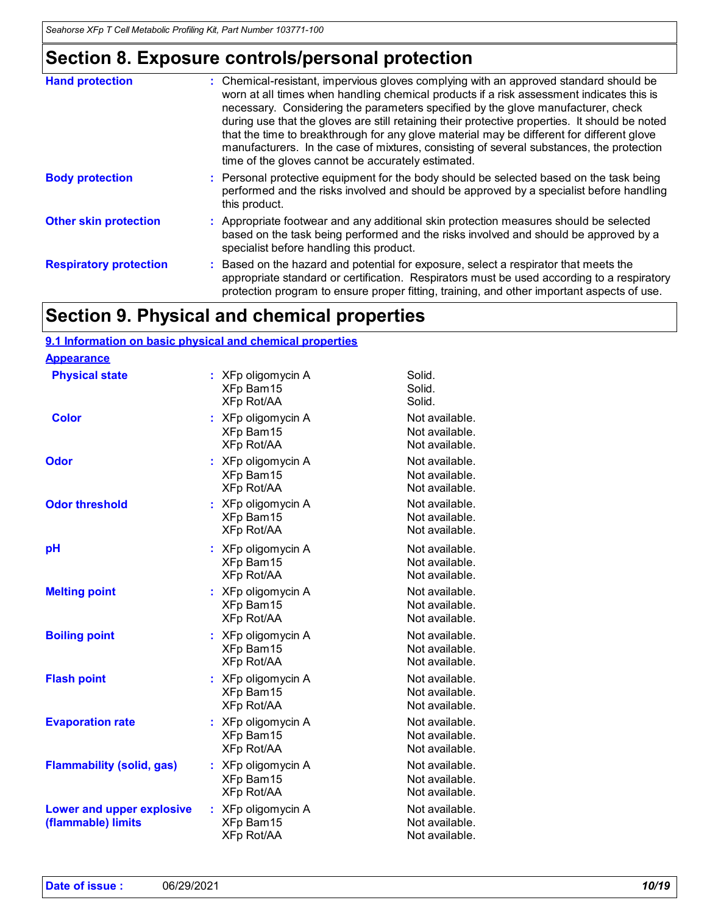# Section 8. Exposure controls/personal protection

| | |
|---|---|
| **Hand protection** | : Chemical-resistant, impervious gloves complying with an approved standard should be worn at all times when handling chemical products if a risk assessment indicates this is necessary. Considering the parameters specified by the glove manufacturer, check during use that the gloves are still retaining their protective properties. It should be noted that the time to breakthrough for any glove material may be different for different glove manufacturers. In the case of mixtures, consisting of several substances, the protection time of the gloves cannot be accurately estimated. |
| **Body protection** | : Personal protective equipment for the body should be selected based on the task being performed and the risks involved and should be approved by a specialist before handling this product. |
| **Other skin protection** | : Appropriate footwear and any additional skin protection measures should be selected based on the task being performed and the risks involved and should be approved by a specialist before handling this product. |
| **Respiratory protection** | : Based on the hazard and potential for exposure, select a respirator that meets the appropriate standard or certification. Respirators must be used according to a respiratory protection program to ensure proper fitting, training, and other important aspects of use. |

# Section 9. Physical and chemical properties

## 9.1 Information on basic physical and chemical properties

### Appearance

| Property | Component | Value |
|---|---|---|
| **Physical state** | XFp oligomycin A | Solid. |
| | XFp Bam15 | Solid. |
| | XFp Rot/AA | Solid. |
| **Color** | XFp oligomycin A | Not available. |
| | XFp Bam15 | Not available. |
| | XFp Rot/AA | Not available. |
| **Odor** | XFp oligomycin A | Not available. |
| | XFp Bam15 | Not available. |
| | XFp Rot/AA | Not available. |
| **Odor threshold** | XFp oligomycin A | Not available. |
| | XFp Bam15 | Not available. |
| | XFp Rot/AA | Not available. |
| **pH** | XFp oligomycin A | Not available. |
| | XFp Bam15 | Not available. |
| | XFp Rot/AA | Not available. |
| **Melting point** | XFp oligomycin A | Not available. |
| | XFp Bam15 | Not available. |
| | XFp Rot/AA | Not available. |
| **Boiling point** | XFp oligomycin A | Not available. |
| | XFp Bam15 | Not available. |
| | XFp Rot/AA | Not available. |
| **Flash point** | XFp oligomycin A | Not available. |
| | XFp Bam15 | Not available. |
| | XFp Rot/AA | Not available. |
| **Evaporation rate** | XFp oligomycin A | Not available. |
| | XFp Bam15 | Not available. |
| | XFp Rot/AA | Not available. |
| **Flammability (solid, gas)** | XFp oligomycin A | Not available. |
| | XFp Bam15 | Not available. |
| | XFp Rot/AA | Not available. |
| **Lower and upper explosive (flammable) limits** | XFp oligomycin A | Not available. |
| | XFp Bam15 | Not available. |
| | XFp Rot/AA | Not available. |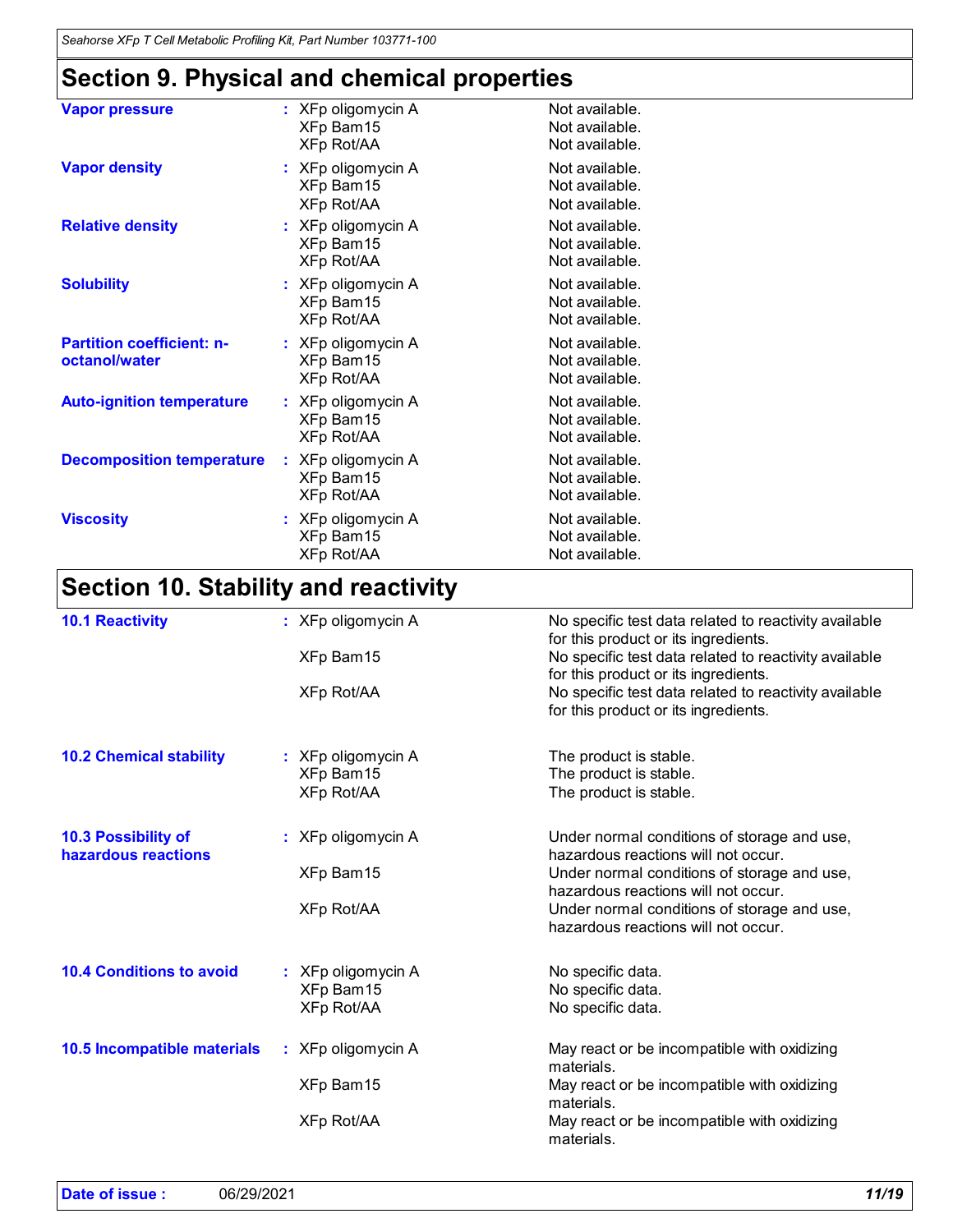## Section 9. Physical and chemical properties

| Property | Product | Value |
|---|---|---|
| **Vapor pressure** | XFp oligomycin A | Not available. |
| | XFp Bam15 | Not available. |
| | XFp Rot/AA | Not available. |
| **Vapor density** | XFp oligomycin A | Not available. |
| | XFp Bam15 | Not available. |
| | XFp Rot/AA | Not available. |
| **Relative density** | XFp oligomycin A | Not available. |
| | XFp Bam15 | Not available. |
| | XFp Rot/AA | Not available. |
| **Solubility** | XFp oligomycin A | Not available. |
| | XFp Bam15 | Not available. |
| | XFp Rot/AA | Not available. |
| **Partition coefficient: n-octanol/water** | XFp oligomycin A | Not available. |
| | XFp Bam15 | Not available. |
| | XFp Rot/AA | Not available. |
| **Auto-ignition temperature** | XFp oligomycin A | Not available. |
| | XFp Bam15 | Not available. |
| | XFp Rot/AA | Not available. |
| **Decomposition temperature** | XFp oligomycin A | Not available. |
| | XFp Bam15 | Not available. |
| | XFp Rot/AA | Not available. |
| **Viscosity** | XFp oligomycin A | Not available. |
| | XFp Bam15 | Not available. |
| | XFp Rot/AA | Not available. |

## Section 10. Stability and reactivity

| Property | Product | Value |
|---|---|---|
| **10.1 Reactivity** | XFp oligomycin A | No specific test data related to reactivity available for this product or its ingredients. |
| | XFp Bam15 | No specific test data related to reactivity available for this product or its ingredients. |
| | XFp Rot/AA | No specific test data related to reactivity available for this product or its ingredients. |
| **10.2 Chemical stability** | XFp oligomycin A | The product is stable. |
| | XFp Bam15 | The product is stable. |
| | XFp Rot/AA | The product is stable. |
| **10.3 Possibility of hazardous reactions** | XFp oligomycin A | Under normal conditions of storage and use, hazardous reactions will not occur. |
| | XFp Bam15 | Under normal conditions of storage and use, hazardous reactions will not occur. |
| | XFp Rot/AA | Under normal conditions of storage and use, hazardous reactions will not occur. |
| **10.4 Conditions to avoid** | XFp oligomycin A | No specific data. |
| | XFp Bam15 | No specific data. |
| | XFp Rot/AA | No specific data. |
| **10.5 Incompatible materials** | XFp oligomycin A | May react or be incompatible with oxidizing materials. |
| | XFp Bam15 | May react or be incompatible with oxidizing materials. |
| | XFp Rot/AA | May react or be incompatible with oxidizing materials. |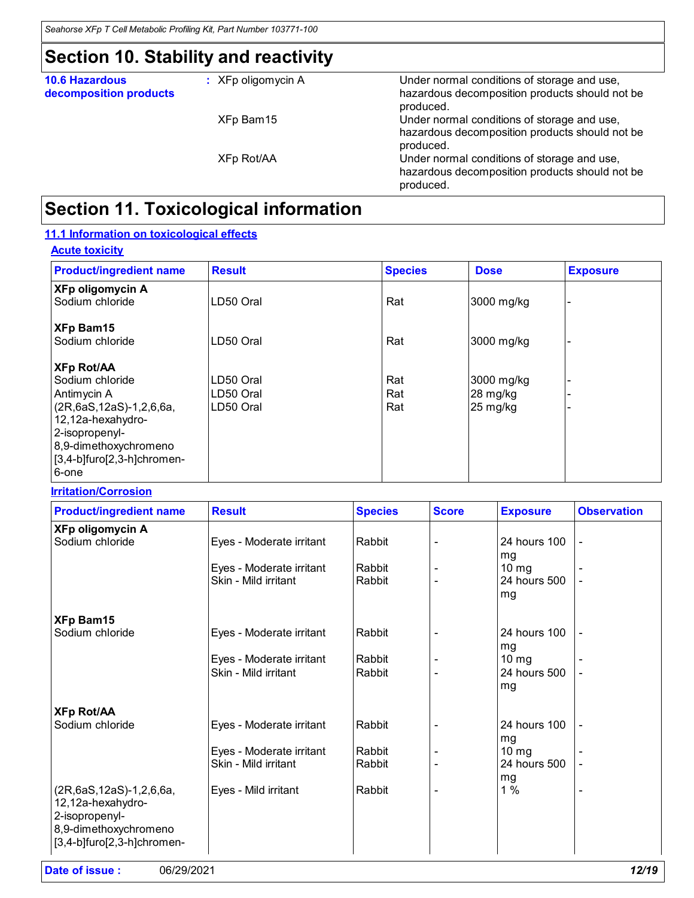## Section 10. Stability and reactivity

| | | |
|---|---|---|
| **10.6 Hazardous decomposition products** | : XFp oligomycin A | Under normal conditions of storage and use, hazardous decomposition products should not be produced. |
| | XFp Bam15 | Under normal conditions of storage and use, hazardous decomposition products should not be produced. |
| | XFp Rot/AA | Under normal conditions of storage and use, hazardous decomposition products should not be produced. |

## Section 11. Toxicological information

### 11.1 Information on toxicological effects

#### Acute toxicity

| Product/ingredient name | Result | Species | Dose | Exposure |
|---|---|---|---|---|
| **XFp oligomycin A** | | | | |
| Sodium chloride | LD50 Oral | Rat | 3000 mg/kg | - |
| **XFp Bam15** | | | | |
| Sodium chloride | LD50 Oral | Rat | 3000 mg/kg | - |
| **XFp Rot/AA** | | | | |
| Sodium chloride | LD50 Oral | Rat | 3000 mg/kg | - |
| Antimycin A | LD50 Oral | Rat | 28 mg/kg | - |
| (2R,6aS,12aS)-1,2,6,6a,12,12a-hexahydro-2-isopropenyl-8,9-dimethoxychromeno[3,4-b]furo[2,3-h]chromen-6-one | LD50 Oral | Rat | 25 mg/kg | - |

#### Irritation/Corrosion

| Product/ingredient name | Result | Species | Score | Exposure | Observation |
|---|---|---|---|---|---|
| **XFp oligomycin A** | | | | | |
| Sodium chloride | Eyes - Moderate irritant | Rabbit | - | 24 hours 100 mg | - |
| | Eyes - Moderate irritant | Rabbit | - | 10 mg | - |
| | Skin - Mild irritant | Rabbit | - | 24 hours 500 mg | - |
| **XFp Bam15** | | | | | |
| Sodium chloride | Eyes - Moderate irritant | Rabbit | - | 24 hours 100 mg | - |
| | Eyes - Moderate irritant | Rabbit | - | 10 mg | - |
| | Skin - Mild irritant | Rabbit | - | 24 hours 500 mg | - |
| **XFp Rot/AA** | | | | | |
| Sodium chloride | Eyes - Moderate irritant | Rabbit | - | 24 hours 100 mg | - |
| | Eyes - Moderate irritant | Rabbit | - | 10 mg | - |
| | Skin - Mild irritant | Rabbit | - | 24 hours 500 mg | - |
| (2R,6aS,12aS)-1,2,6,6a,12,12a-hexahydro-2-isopropenyl-8,9-dimethoxychromeno[3,4-b]furo[2,3-h]chromen- | Eyes - Mild irritant | Rabbit | - | 1 % | - |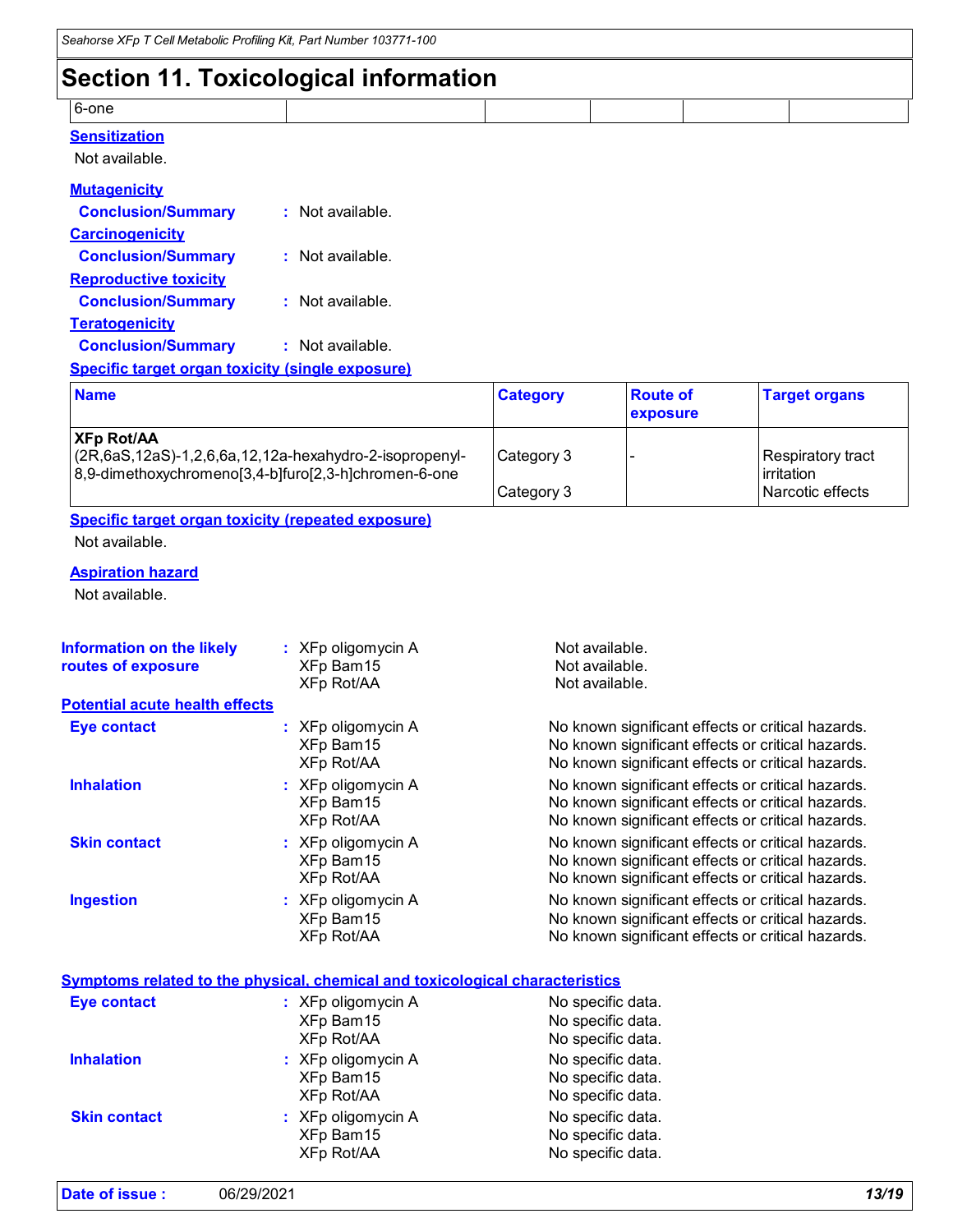## Section 11. Toxicological information

| 6-one | | | | | |
|---|---|---|---|---|---|

**Sensitization**

Not available.

**Mutagenicity**

**Conclusion/Summary** : Not available.

**Carcinogenicity**

**Conclusion/Summary** : Not available.

**Reproductive toxicity**

**Conclusion/Summary** : Not available.

**Teratogenicity**

**Conclusion/Summary** : Not available.

**Specific target organ toxicity (single exposure)**

| Name | Category | Route of exposure | Target organs |
|---|---|---|---|
| **XFp Rot/AA** (2R,6aS,12aS)-1,2,6,6a,12,12a-hexahydro-2-isopropenyl-8,9-dimethoxychromeno[3,4-b]furo[2,3-h]chromen-6-one | Category 3 | - | Respiratory tract irritation |
| | Category 3 | | Narcotic effects |

**Specific target organ toxicity (repeated exposure)**

Not available.

**Aspiration hazard**

Not available.

**Information on the likely routes of exposure** :
- XFp oligomycin A — Not available.
- XFp Bam15 — Not available.
- XFp Rot/AA — Not available.

**Potential acute health effects**

**Eye contact** :
- XFp oligomycin A — No known significant effects or critical hazards.
- XFp Bam15 — No known significant effects or critical hazards.
- XFp Rot/AA — No known significant effects or critical hazards.

**Inhalation** :
- XFp oligomycin A — No known significant effects or critical hazards.
- XFp Bam15 — No known significant effects or critical hazards.
- XFp Rot/AA — No known significant effects or critical hazards.

**Skin contact** :
- XFp oligomycin A — No known significant effects or critical hazards.
- XFp Bam15 — No known significant effects or critical hazards.
- XFp Rot/AA — No known significant effects or critical hazards.

**Ingestion** :
- XFp oligomycin A — No known significant effects or critical hazards.
- XFp Bam15 — No known significant effects or critical hazards.
- XFp Rot/AA — No known significant effects or critical hazards.

**Symptoms related to the physical, chemical and toxicological characteristics**

**Eye contact** :
- XFp oligomycin A — No specific data.
- XFp Bam15 — No specific data.
- XFp Rot/AA — No specific data.

**Inhalation** :
- XFp oligomycin A — No specific data.
- XFp Bam15 — No specific data.
- XFp Rot/AA — No specific data.

**Skin contact** :
- XFp oligomycin A — No specific data.
- XFp Bam15 — No specific data.
- XFp Rot/AA — No specific data.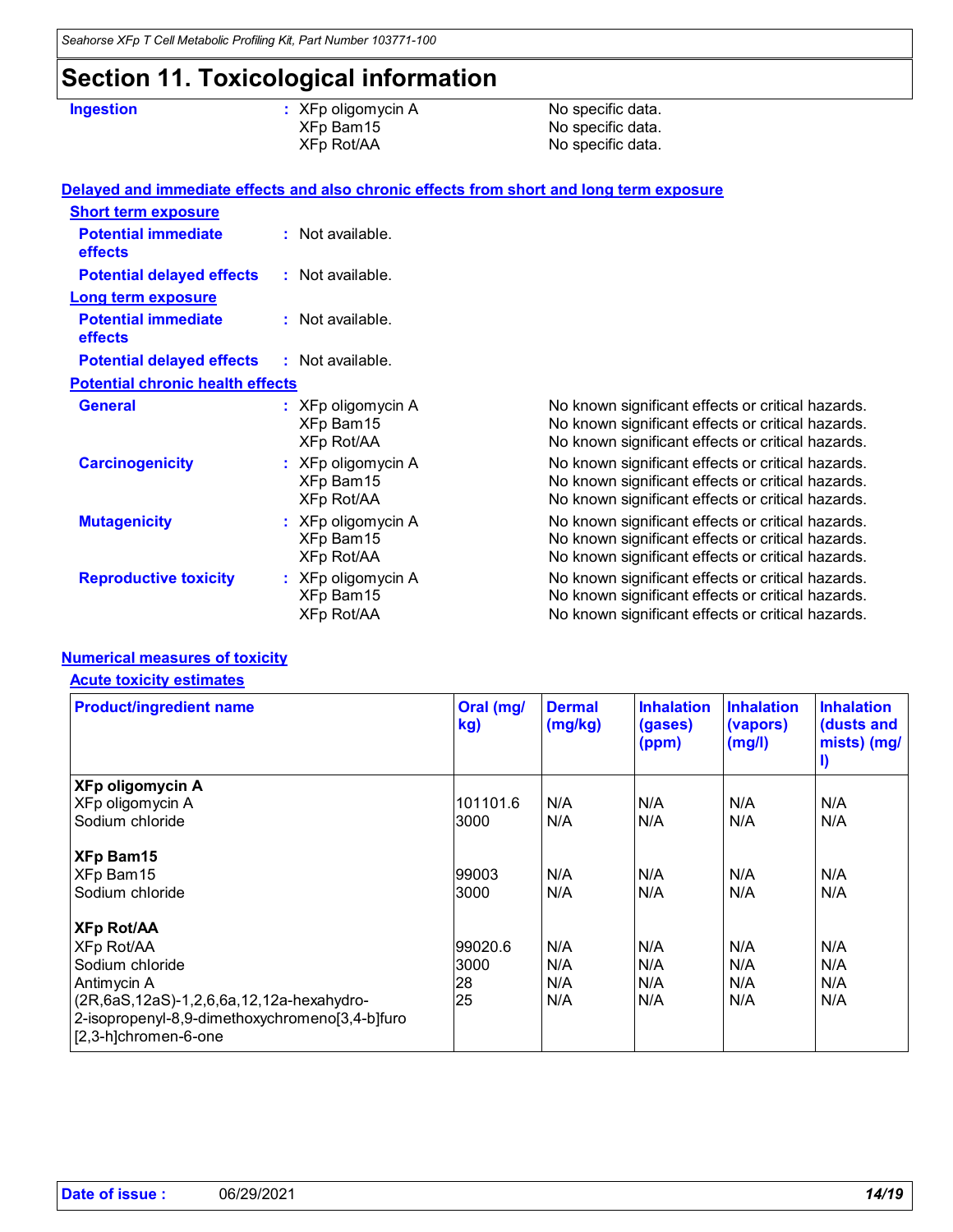# Section 11. Toxicological information

**Ingestion** : XFp oligomycin A — No specific data.
XFp Bam15 — No specific data.
XFp Rot/AA — No specific data.

**Delayed and immediate effects and also chronic effects from short and long term exposure**

**Short term exposure**

**Potential immediate effects** : Not available.

**Potential delayed effects** : Not available.

**Long term exposure**

**Potential immediate effects** : Not available.

**Potential delayed effects** : Not available.

**Potential chronic health effects**

**General** : XFp oligomycin A — No known significant effects or critical hazards.
XFp Bam15 — No known significant effects or critical hazards.
XFp Rot/AA — No known significant effects or critical hazards.

**Carcinogenicity** : XFp oligomycin A — No known significant effects or critical hazards.
XFp Bam15 — No known significant effects or critical hazards.
XFp Rot/AA — No known significant effects or critical hazards.

**Mutagenicity** : XFp oligomycin A — No known significant effects or critical hazards.
XFp Bam15 — No known significant effects or critical hazards.
XFp Rot/AA — No known significant effects or critical hazards.

**Reproductive toxicity** : XFp oligomycin A — No known significant effects or critical hazards.
XFp Bam15 — No known significant effects or critical hazards.
XFp Rot/AA — No known significant effects or critical hazards.

**Numerical measures of toxicity**

**Acute toxicity estimates**

| Product/ingredient name | Oral (mg/kg) | Dermal (mg/kg) | Inhalation (gases) (ppm) | Inhalation (vapors) (mg/l) | Inhalation (dusts and mists) (mg/l) |
|---|---|---|---|---|---|
| **XFp oligomycin A** | | | | | |
| XFp oligomycin A | 101101.6 | N/A | N/A | N/A | N/A |
| Sodium chloride | 3000 | N/A | N/A | N/A | N/A |
| **XFp Bam15** | | | | | |
| XFp Bam15 | 99003 | N/A | N/A | N/A | N/A |
| Sodium chloride | 3000 | N/A | N/A | N/A | N/A |
| **XFp Rot/AA** | | | | | |
| XFp Rot/AA | 99020.6 | N/A | N/A | N/A | N/A |
| Sodium chloride | 3000 | N/A | N/A | N/A | N/A |
| Antimycin A | 28 | N/A | N/A | N/A | N/A |
| (2R,6aS,12aS)-1,2,6,6a,12,12a-hexahydro-2-isopropenyl-8,9-dimethoxychromeno[3,4-b]furo[2,3-h]chromen-6-one | 25 | N/A | N/A | N/A | N/A |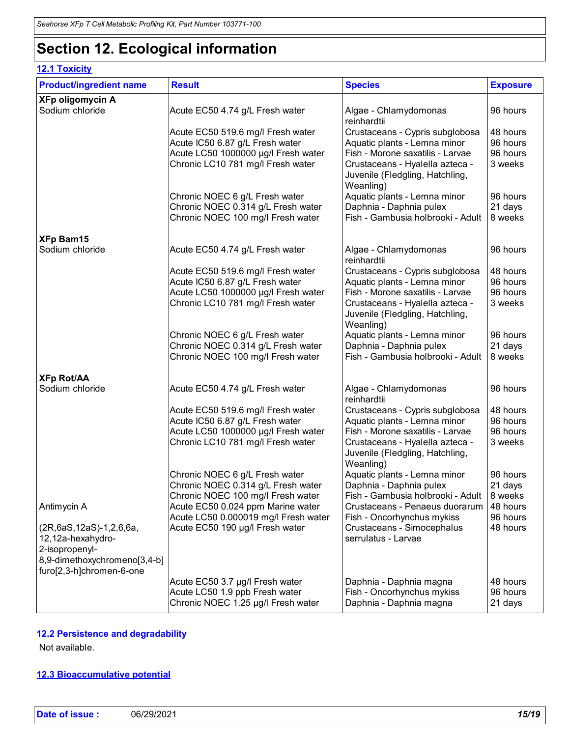# Section 12. Ecological information

## 12.1 Toxicity

| Product/ingredient name | Result | Species | Exposure |
|---|---|---|---|
| **XFp oligomycin A** | | | |
| Sodium chloride | Acute EC50 4.74 g/L Fresh water | Algae - Chlamydomonas reinhardtii | 96 hours |
| | Acute EC50 519.6 mg/l Fresh water | Crustaceans - Cypris subglobosa | 48 hours |
| | Acute IC50 6.87 g/L Fresh water | Aquatic plants - Lemna minor | 96 hours |
| | Acute LC50 1000000 µg/l Fresh water | Fish - Morone saxatilis - Larvae | 96 hours |
| | Chronic LC10 781 mg/l Fresh water | Crustaceans - Hyalella azteca - Juvenile (Fledgling, Hatchling, Weanling) | 3 weeks |
| | Chronic NOEC 6 g/L Fresh water | Aquatic plants - Lemna minor | 96 hours |
| | Chronic NOEC 0.314 g/L Fresh water | Daphnia - Daphnia pulex | 21 days |
| | Chronic NOEC 100 mg/l Fresh water | Fish - Gambusia holbrooki - Adult | 8 weeks |
| **XFp Bam15** | | | |
| Sodium chloride | Acute EC50 4.74 g/L Fresh water | Algae - Chlamydomonas reinhardtii | 96 hours |
| | Acute EC50 519.6 mg/l Fresh water | Crustaceans - Cypris subglobosa | 48 hours |
| | Acute IC50 6.87 g/L Fresh water | Aquatic plants - Lemna minor | 96 hours |
| | Acute LC50 1000000 µg/l Fresh water | Fish - Morone saxatilis - Larvae | 96 hours |
| | Chronic LC10 781 mg/l Fresh water | Crustaceans - Hyalella azteca - Juvenile (Fledgling, Hatchling, Weanling) | 3 weeks |
| | Chronic NOEC 6 g/L Fresh water | Aquatic plants - Lemna minor | 96 hours |
| | Chronic NOEC 0.314 g/L Fresh water | Daphnia - Daphnia pulex | 21 days |
| | Chronic NOEC 100 mg/l Fresh water | Fish - Gambusia holbrooki - Adult | 8 weeks |
| **XFp Rot/AA** | | | |
| Sodium chloride | Acute EC50 4.74 g/L Fresh water | Algae - Chlamydomonas reinhardtii | 96 hours |
| | Acute EC50 519.6 mg/l Fresh water | Crustaceans - Cypris subglobosa | 48 hours |
| | Acute IC50 6.87 g/L Fresh water | Aquatic plants - Lemna minor | 96 hours |
| | Acute LC50 1000000 µg/l Fresh water | Fish - Morone saxatilis - Larvae | 96 hours |
| | Chronic LC10 781 mg/l Fresh water | Crustaceans - Hyalella azteca - Juvenile (Fledgling, Hatchling, Weanling) | 3 weeks |
| | Chronic NOEC 6 g/L Fresh water | Aquatic plants - Lemna minor | 96 hours |
| | Chronic NOEC 0.314 g/L Fresh water | Daphnia - Daphnia pulex | 21 days |
| | Chronic NOEC 100 mg/l Fresh water | Fish - Gambusia holbrooki - Adult | 8 weeks |
| Antimycin A | Acute EC50 0.024 ppm Marine water | Crustaceans - Penaeus duorarum | 48 hours |
| | Acute LC50 0.000019 mg/l Fresh water | Fish - Oncorhynchus mykiss | 96 hours |
| (2R,6aS,12aS)-1,2,6,6a,12,12a-hexahydro-2-isopropenyl-8,9-dimethoxychromeno[3,4-b]furo[2,3-h]chromen-6-one | Acute EC50 190 µg/l Fresh water | Crustaceans - Simocephalus serrulatus - Larvae | 48 hours |
| | Acute EC50 3.7 µg/l Fresh water | Daphnia - Daphnia magna | 48 hours |
| | Acute LC50 1.9 ppb Fresh water | Fish - Oncorhynchus mykiss | 96 hours |
| | Chronic NOEC 1.25 µg/l Fresh water | Daphnia - Daphnia magna | 21 days |

## 12.2 Persistence and degradability

Not available.

## 12.3 Bioaccumulative potential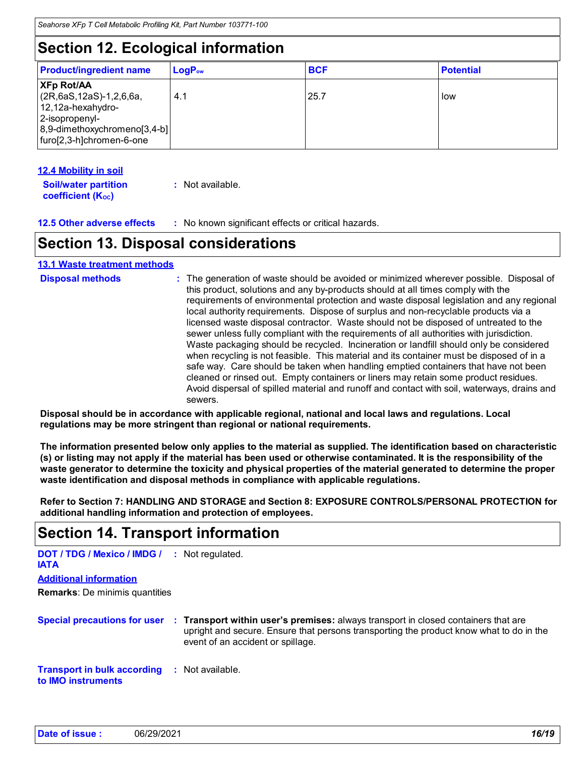## Section 12. Ecological information

| Product/ingredient name | $LogP_{ow}$ | BCF | Potential |
| --- | --- | --- | --- |
| **XFp Rot/AA** (2R,6aS,12aS)-1,2,6,6a, 12,12a-hexahydro-2-isopropenyl-8,9-dimethoxychromeno[3,4-b] furo[2,3-h]chromen-6-one | 4.1 | 25.7 | low |

**12.4 Mobility in soil**

**Soil/water partition coefficient ($K_{OC}$)** : Not available.

**12.5 Other adverse effects** : No known significant effects or critical hazards.

## Section 13. Disposal considerations

**13.1 Waste treatment methods**

**Disposal methods** : The generation of waste should be avoided or minimized wherever possible. Disposal of this product, solutions and any by-products should at all times comply with the requirements of environmental protection and waste disposal legislation and any regional local authority requirements. Dispose of surplus and non-recyclable products via a licensed waste disposal contractor. Waste should not be disposed of untreated to the sewer unless fully compliant with the requirements of all authorities with jurisdiction. Waste packaging should be recycled. Incineration or landfill should only be considered when recycling is not feasible. This material and its container must be disposed of in a safe way. Care should be taken when handling emptied containers that have not been cleaned or rinsed out. Empty containers or liners may retain some product residues. Avoid dispersal of spilled material and runoff and contact with soil, waterways, drains and sewers.

**Disposal should be in accordance with applicable regional, national and local laws and regulations. Local regulations may be more stringent than regional or national requirements.**

**The information presented below only applies to the material as supplied. The identification based on characteristic (s) or listing may not apply if the material has been used or otherwise contaminated. It is the responsibility of the waste generator to determine the toxicity and physical properties of the material generated to determine the proper waste identification and disposal methods in compliance with applicable regulations.**

**Refer to Section 7: HANDLING AND STORAGE and Section 8: EXPOSURE CONTROLS/PERSONAL PROTECTION for additional handling information and protection of employees.**

## Section 14. Transport information

**DOT / TDG / Mexico / IMDG / IATA** : Not regulated.

**Additional information**

**Remarks**: De minimis quantities

**Special precautions for user** : **Transport within user's premises:** always transport in closed containers that are upright and secure. Ensure that persons transporting the product know what to do in the event of an accident or spillage.

**Transport in bulk according to IMO instruments** : Not available.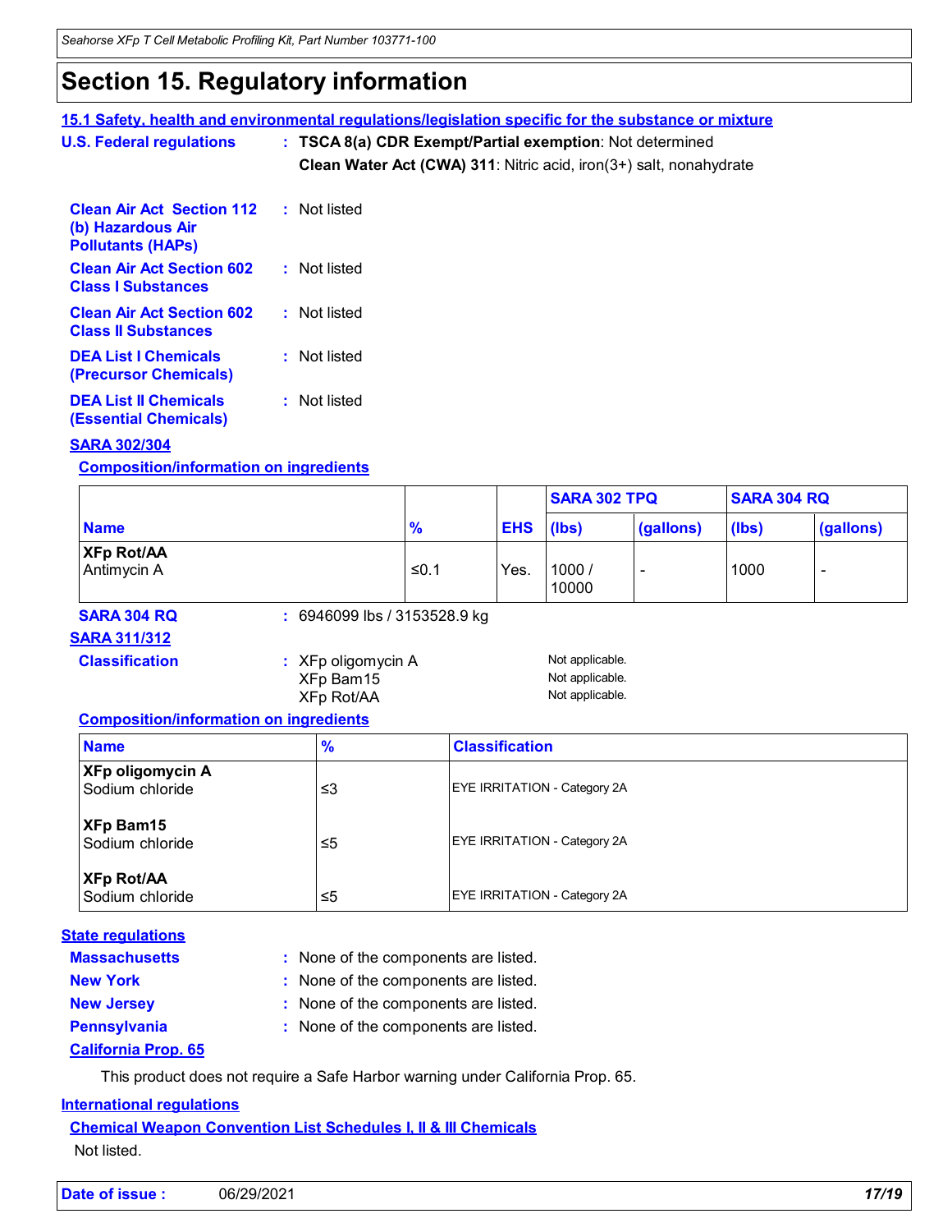## Section 15. Regulatory information

**15.1 Safety, health and environmental regulations/legislation specific for the substance or mixture**

**U.S. Federal regulations** : **TSCA 8(a) CDR Exempt/Partial exemption**: Not determined

**Clean Water Act (CWA) 311**: Nitric acid, iron(3+) salt, nonahydrate

**Clean Air Act Section 112 (b) Hazardous Air Pollutants (HAPs)** : Not listed

**Clean Air Act Section 602 Class I Substances** : Not listed

**Clean Air Act Section 602 Class II Substances** : Not listed

**DEA List I Chemicals (Precursor Chemicals)** : Not listed

**DEA List II Chemicals (Essential Chemicals)** : Not listed

**SARA 302/304**

**Composition/information on ingredients**

| Name | % | EHS | SARA 302 TPQ | | SARA 304 RQ | |
|---|---|---|---|---|---|---|
| | | | (lbs) | (gallons) | (lbs) | (gallons) |
| **XFp Rot/AA**<br>Antimycin A | ≤0.1 | Yes. | 1000 / 10000 | - | 1000 | - |

**SARA 304 RQ** : 6946099 lbs / 3153528.9 kg

**SARA 311/312**

**Classification** :

| | |
|---|---|
| XFp oligomycin A | Not applicable. |
| XFp Bam15 | Not applicable. |
| XFp Rot/AA | Not applicable. |

**Composition/information on ingredients**

| Name | % | Classification |
|---|---|---|
| **XFp oligomycin A**<br>Sodium chloride | ≤3 | EYE IRRITATION - Category 2A |
| **XFp Bam15**<br>Sodium chloride | ≤5 | EYE IRRITATION - Category 2A |
| **XFp Rot/AA**<br>Sodium chloride | ≤5 | EYE IRRITATION - Category 2A |

**State regulations**

**Massachusetts** : None of the components are listed.

**New York** : None of the components are listed.

**New Jersey** : None of the components are listed.

**Pennsylvania** : None of the components are listed.

**California Prop. 65**

This product does not require a Safe Harbor warning under California Prop. 65.

**International regulations**

**Chemical Weapon Convention List Schedules I, II & III Chemicals**

Not listed.

**Date of issue :** 06/29/2021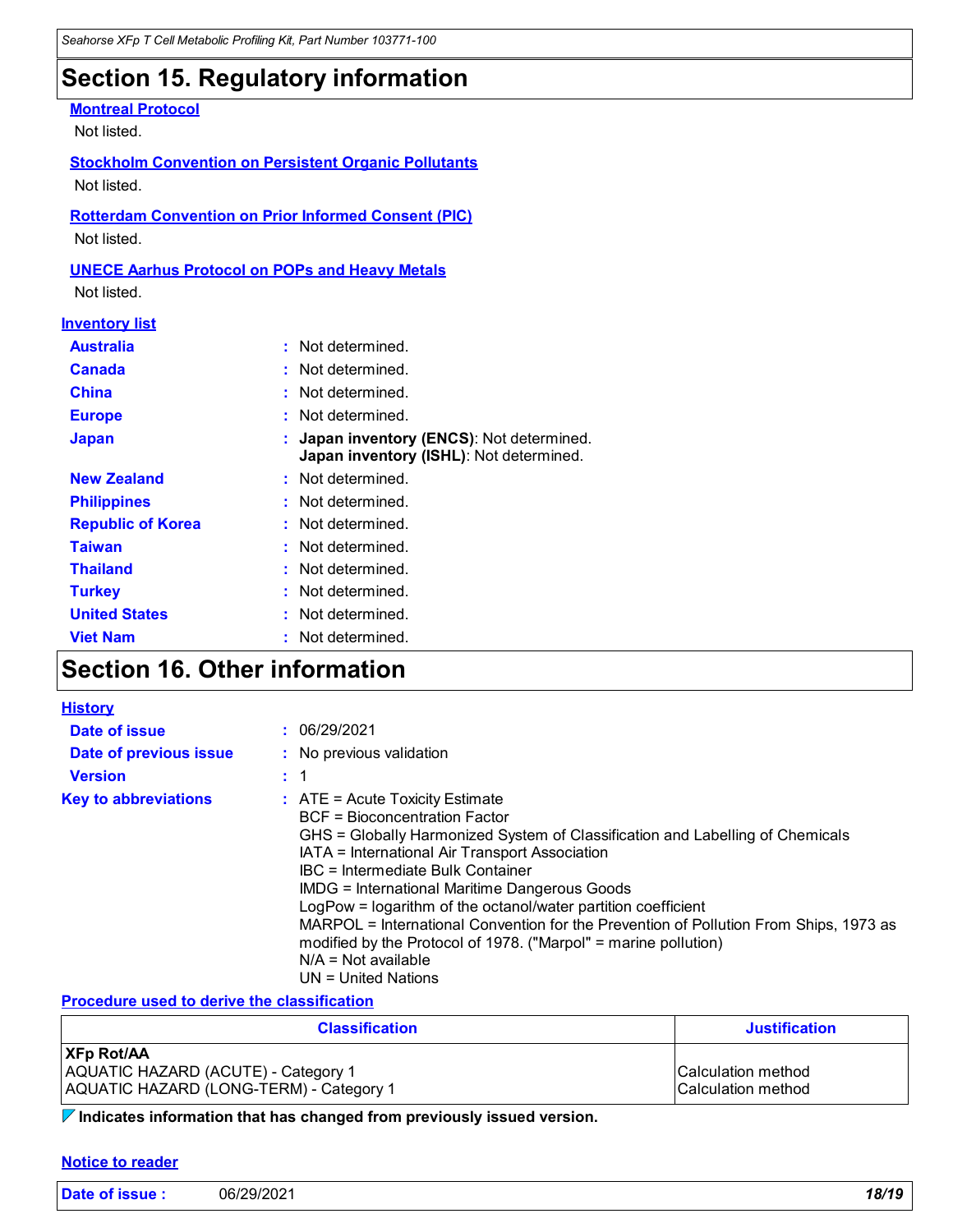## Section 15. Regulatory information

**Montreal Protocol**

Not listed.

**Stockholm Convention on Persistent Organic Pollutants**

Not listed.

**Rotterdam Convention on Prior Informed Consent (PIC)**

Not listed.

**UNECE Aarhus Protocol on POPs and Heavy Metals**

Not listed.

**Inventory list**

| | |
|---|---|
| **Australia** | : Not determined. |
| **Canada** | : Not determined. |
| **China** | : Not determined. |
| **Europe** | : Not determined. |
| **Japan** | : **Japan inventory (ENCS)**: Not determined.<br>**Japan inventory (ISHL)**: Not determined. |
| **New Zealand** | : Not determined. |
| **Philippines** | : Not determined. |
| **Republic of Korea** | : Not determined. |
| **Taiwan** | : Not determined. |
| **Thailand** | : Not determined. |
| **Turkey** | : Not determined. |
| **United States** | : Not determined. |
| **Viet Nam** | : Not determined. |

## Section 16. Other information

**History**

| | |
|---|---|
| **Date of issue** | : 06/29/2021 |
| **Date of previous issue** | : No previous validation |
| **Version** | : 1 |

**Key to abbreviations** :
ATE = Acute Toxicity Estimate
BCF = Bioconcentration Factor
GHS = Globally Harmonized System of Classification and Labelling of Chemicals
IATA = International Air Transport Association
IBC = Intermediate Bulk Container
IMDG = International Maritime Dangerous Goods
LogPow = logarithm of the octanol/water partition coefficient
MARPOL = International Convention for the Prevention of Pollution From Ships, 1973 as modified by the Protocol of 1978. ("Marpol" = marine pollution)
N/A = Not available
UN = United Nations

**Procedure used to derive the classification**

| Classification | Justification |
|---|---|
| **XFp Rot/AA**<br>AQUATIC HAZARD (ACUTE) - Category 1<br>AQUATIC HAZARD (LONG-TERM) - Category 1 | <br>Calculation method<br>Calculation method |

**Indicates information that has changed from previously issued version.**

**Notice to reader**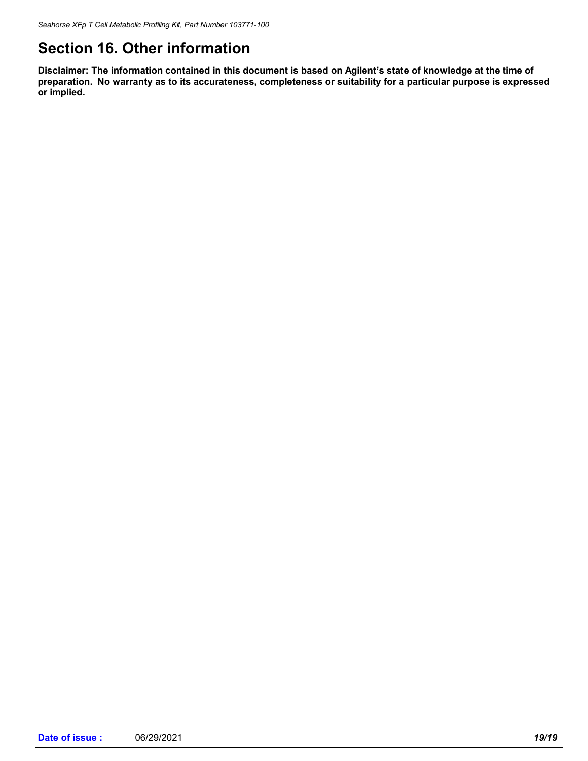# Section 16. Other information

**Disclaimer: The information contained in this document is based on Agilent's state of knowledge at the time of preparation. No warranty as to its accurateness, completeness or suitability for a particular purpose is expressed or implied.**